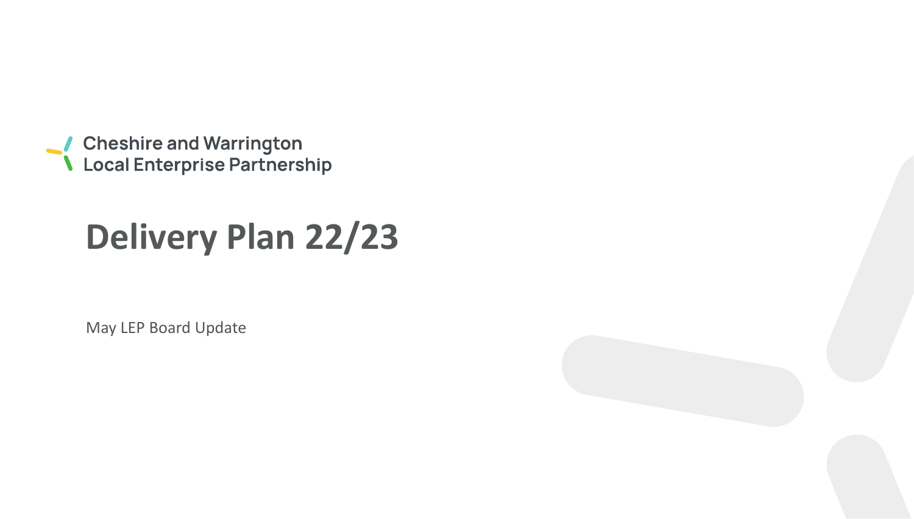Cheshire and Warrington
Local Enterprise Partnership

# Delivery Plan 22/23

May LEP Board Update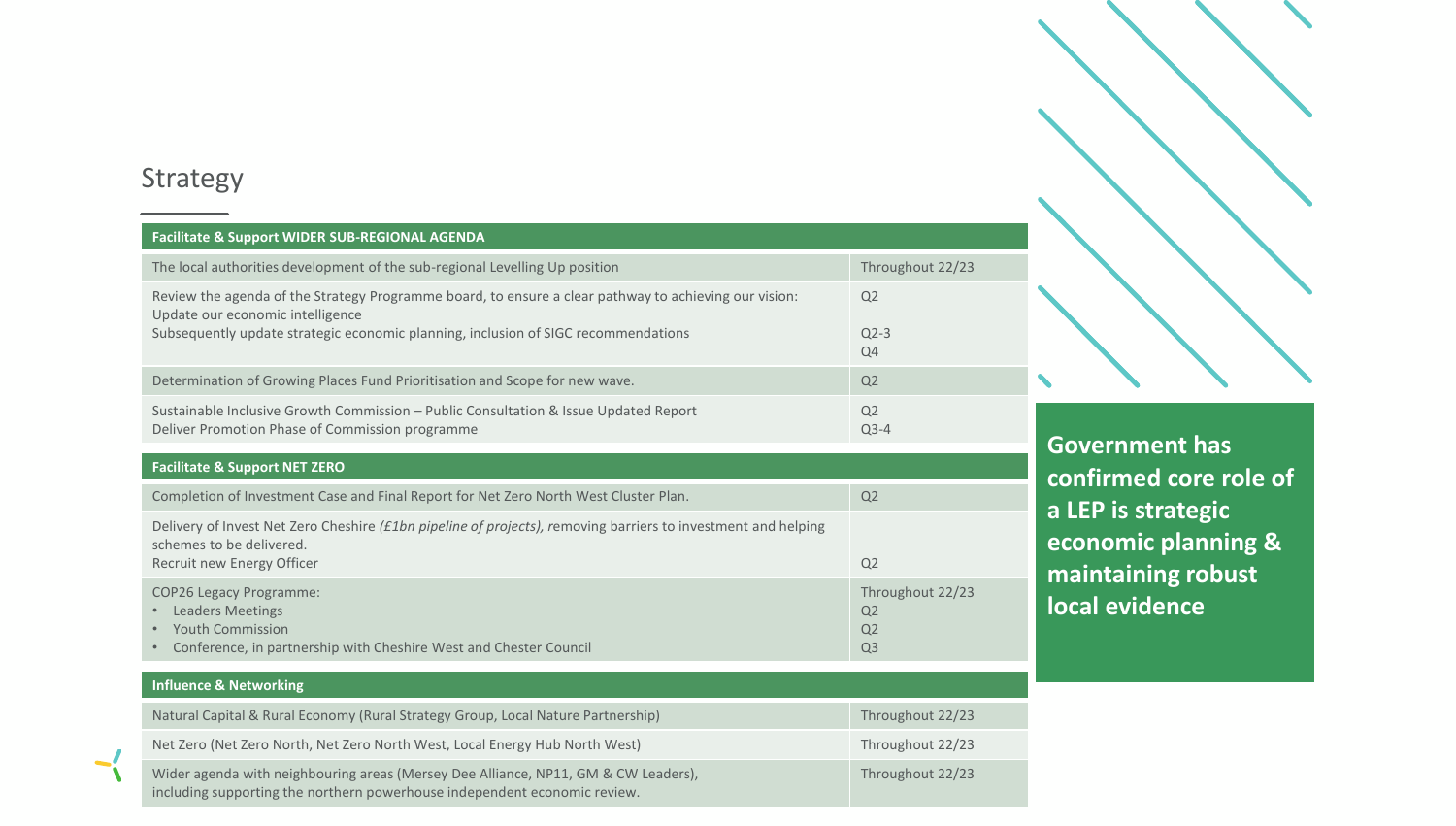## Strategy

| Facilitate & Support WIDER SUB-REGIONAL AGENDA | |
|---|---|
| The local authorities development of the sub-regional Levelling Up position | Throughout 22/23 |
| Review the agenda of the Strategy Programme board, to ensure a clear pathway to achieving our vision:<br>Update our economic intelligence<br>Subsequently update strategic economic planning, inclusion of SIGC recommendations | Q2<br><br>Q2-3<br>Q4 |
| Determination of Growing Places Fund Prioritisation and Scope for new wave. | Q2 |
| Sustainable Inclusive Growth Commission – Public Consultation & Issue Updated Report<br>Deliver Promotion Phase of Commission programme | Q2<br>Q3-4 |

| Facilitate & Support NET ZERO | |
|---|---|
| Completion of Investment Case and Final Report for Net Zero North West Cluster Plan. | Q2 |
| Delivery of Invest Net Zero Cheshire *(£1bn pipeline of projects),* removing barriers to investment and helping schemes to be delivered.<br>Recruit new Energy Officer | <br><br>Q2 |
| COP26 Legacy Programme:<br>• Leaders Meetings<br>• Youth Commission<br>• Conference, in partnership with Cheshire West and Chester Council | Throughout 22/23<br>Q2<br>Q2<br>Q3 |

| Influence & Networking | |
|---|---|
| Natural Capital & Rural Economy (Rural Strategy Group, Local Nature Partnership) | Throughout 22/23 |
| Net Zero (Net Zero North, Net Zero North West, Local Energy Hub North West) | Throughout 22/23 |
| Wider agenda with neighbouring areas (Mersey Dee Alliance, NP11, GM & CW Leaders), including supporting the northern powerhouse independent economic review. | Throughout 22/23 |

**Government has confirmed core role of a LEP is strategic economic planning & maintaining robust local evidence**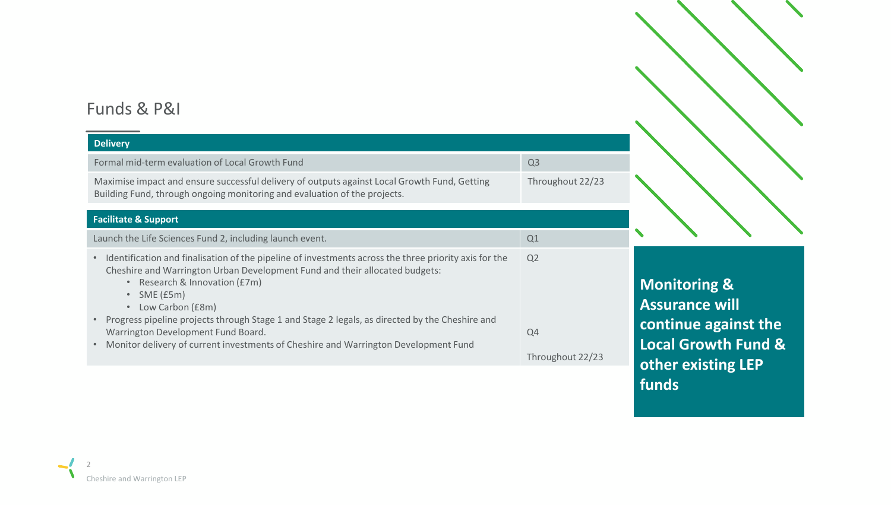## Funds & P&I

| **Delivery** | |
|---|---|
| Formal mid-term evaluation of Local Growth Fund | Q3 |
| Maximise impact and ensure successful delivery of outputs against Local Growth Fund, Getting Building Fund, through ongoing monitoring and evaluation of the projects. | Throughout 22/23 |

| **Facilitate & Support** | |
|---|---|
| Launch the Life Sciences Fund 2, including launch event. | Q1 |
| • Identification and finalisation of the pipeline of investments across the three priority axis for the Cheshire and Warrington Urban Development Fund and their allocated budgets:<br>  • Research & Innovation (£7m)<br>  • SME (£5m)<br>  • Low Carbon (£8m) | Q2 |
| • Progress pipeline projects through Stage 1 and Stage 2 legals, as directed by the Cheshire and Warrington Development Fund Board. | Q4 |
| • Monitor delivery of current investments of Cheshire and Warrington Development Fund | Throughout 22/23 |

**Monitoring & Assurance will continue against the Local Growth Fund & other existing LEP funds**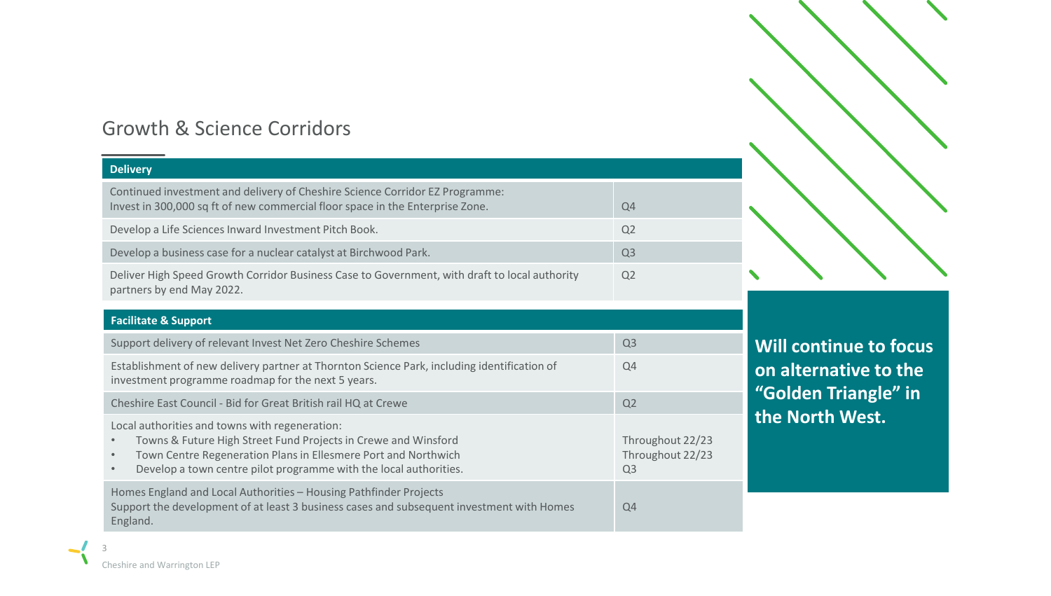## Growth & Science Corridors

| Delivery | |
|---|---|
| Continued investment and delivery of Cheshire Science Corridor EZ Programme: Invest in 300,000 sq ft of new commercial floor space in the Enterprise Zone. | Q4 |
| Develop a Life Sciences Inward Investment Pitch Book. | Q2 |
| Develop a business case for a nuclear catalyst at Birchwood Park. | Q3 |
| Deliver High Speed Growth Corridor Business Case to Government, with draft to local authority partners by end May 2022. | Q2 |

| Facilitate & Support | |
|---|---|
| Support delivery of relevant Invest Net Zero Cheshire Schemes | Q3 |
| Establishment of new delivery partner at Thornton Science Park, including identification of investment programme roadmap for the next 5 years. | Q4 |
| Cheshire East Council - Bid for Great British rail HQ at Crewe | Q2 |
| Local authorities and towns with regeneration:<br>• Towns & Future High Street Fund Projects in Crewe and Winsford<br>• Town Centre Regeneration Plans in Ellesmere Port and Northwich<br>• Develop a town centre pilot programme with the local authorities. | <br>Throughout 22/23<br>Throughout 22/23<br>Q3 |
| Homes England and Local Authorities – Housing Pathfinder Projects<br>Support the development of at least 3 business cases and subsequent investment with Homes England. | Q4 |

**Will continue to focus on alternative to the "Golden Triangle" in the North West.**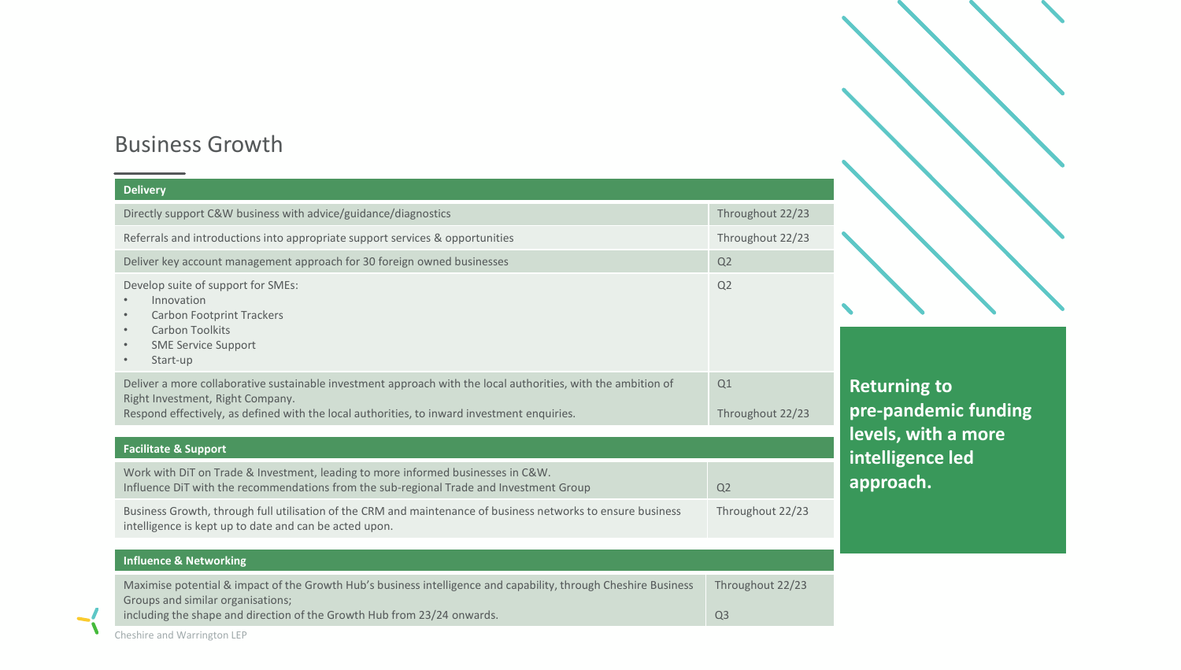# Business Growth

| Delivery | |
|---|---|
| Directly support C&W business with advice/guidance/diagnostics | Throughout 22/23 |
| Referrals and introductions into appropriate support services & opportunities | Throughout 22/23 |
| Deliver key account management approach for 30 foreign owned businesses | Q2 |
| Develop suite of support for SMEs:<br>• Innovation<br>• Carbon Footprint Trackers<br>• Carbon Toolkits<br>• SME Service Support<br>• Start-up | Q2 |
| Deliver a more collaborative sustainable investment approach with the local authorities, with the ambition of Right Investment, Right Company.<br>Respond effectively, as defined with the local authorities, to inward investment enquiries. | Q1<br><br>Throughout 22/23 |

| Facilitate & Support | |
|---|---|
| Work with DiT on Trade & Investment, leading to more informed businesses in C&W.<br>Influence DiT with the recommendations from the sub-regional Trade and Investment Group | Q2 |
| Business Growth, through full utilisation of the CRM and maintenance of business networks to ensure business intelligence is kept up to date and can be acted upon. | Throughout 22/23 |

| Influence & Networking | |
|---|---|
| Maximise potential & impact of the Growth Hub's business intelligence and capability, through Cheshire Business Groups and similar organisations;<br>including the shape and direction of the Growth Hub from 23/24 onwards. | Throughout 22/23<br><br>Q3 |

**Returning to pre-pandemic funding levels, with a more intelligence led approach.**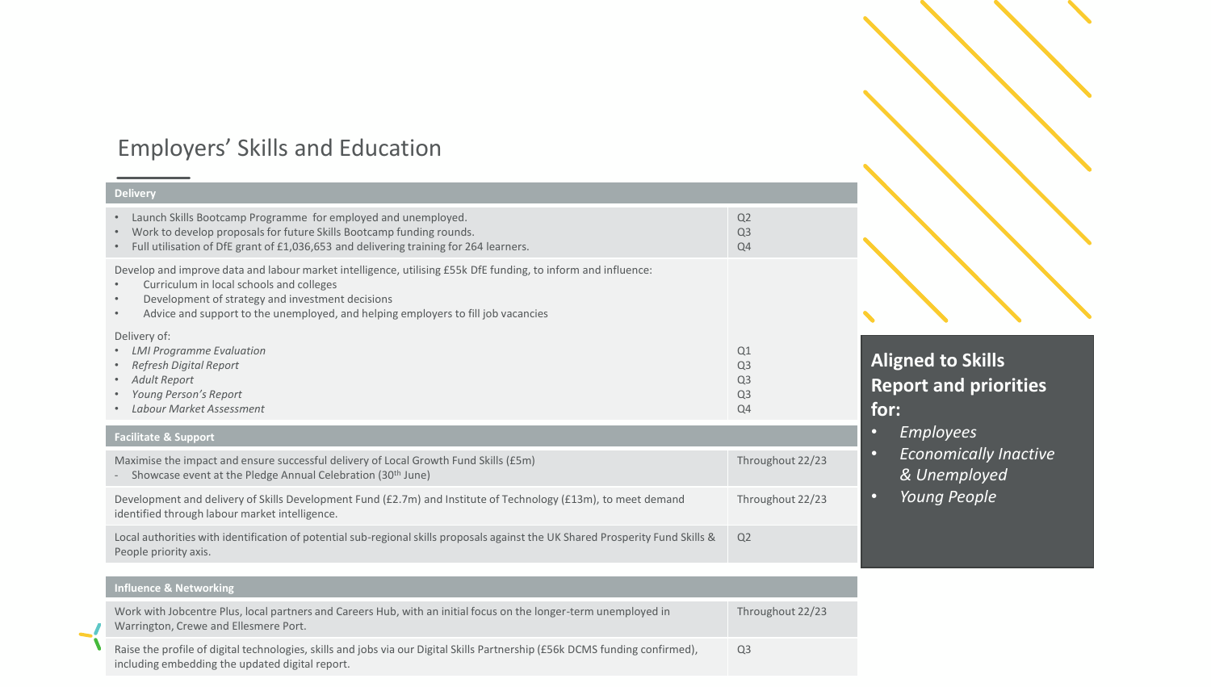# Employers' Skills and Education

| Delivery | |
|---|---|
| • Launch Skills Bootcamp Programme for employed and unemployed.<br>• Work to develop proposals for future Skills Bootcamp funding rounds.<br>• Full utilisation of DfE grant of £1,036,653 and delivering training for 264 learners. | Q2<br>Q3<br>Q4 |
| Develop and improve data and labour market intelligence, utilising £55k DfE funding, to inform and influence:<br>• Curriculum in local schools and colleges<br>• Development of strategy and investment decisions<br>• Advice and support to the unemployed, and helping employers to fill job vacancies<br><br>Delivery of:<br>• *LMI Programme Evaluation*<br>• *Refresh Digital Report*<br>• *Adult Report*<br>• *Young Person's Report*<br>• *Labour Market Assessment* | <br><br><br><br><br><br>Q1<br>Q3<br>Q3<br>Q3<br>Q4 |
| **Facilitate & Support** | |
| Maximise the impact and ensure successful delivery of Local Growth Fund Skills (£5m)<br>- Showcase event at the Pledge Annual Celebration (30th June) | Throughout 22/23 |
| Development and delivery of Skills Development Fund (£2.7m) and Institute of Technology (£13m), to meet demand identified through labour market intelligence. | Throughout 22/23 |
| Local authorities with identification of potential sub-regional skills proposals against the UK Shared Prosperity Fund Skills & People priority axis. | Q2 |
| **Influence & Networking** | |
| Work with Jobcentre Plus, local partners and Careers Hub, with an initial focus on the longer-term unemployed in Warrington, Crewe and Ellesmere Port. | Throughout 22/23 |
| Raise the profile of digital technologies, skills and jobs via our Digital Skills Partnership (£56k DCMS funding confirmed), including embedding the updated digital report. | Q3 |

**Aligned to Skills Report and priorities for:**

- *Employees*
- *Economically Inactive & Unemployed*
- *Young People*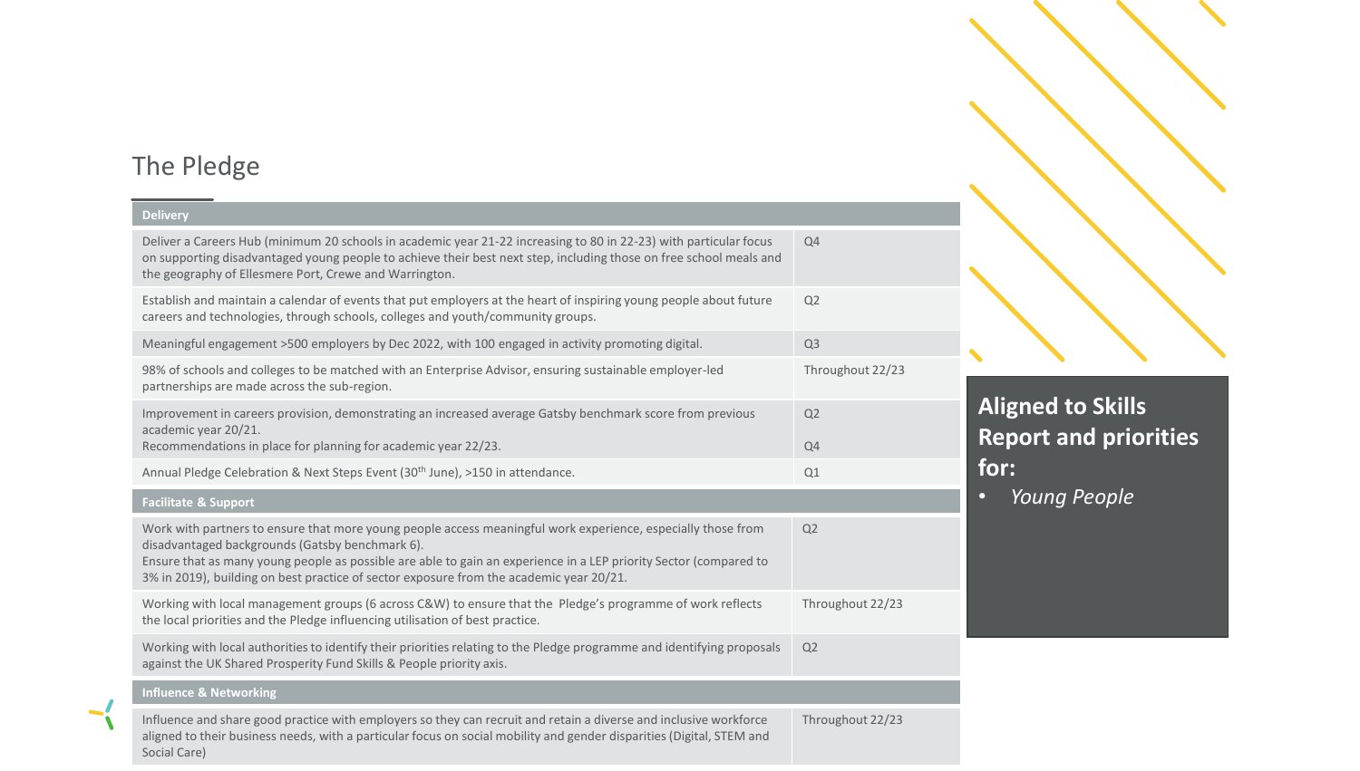## The Pledge

| Delivery | |
|---|---|
| Deliver a Careers Hub (minimum 20 schools in academic year 21-22 increasing to 80 in 22-23) with particular focus on supporting disadvantaged young people to achieve their best next step, including those on free school meals and the geography of Ellesmere Port, Crewe and Warrington. | Q4 |
| Establish and maintain a calendar of events that put employers at the heart of inspiring young people about future careers and technologies, through schools, colleges and youth/community groups. | Q2 |
| Meaningful engagement >500 employers by Dec 2022, with 100 engaged in activity promoting digital. | Q3 |
| 98% of schools and colleges to be matched with an Enterprise Advisor, ensuring sustainable employer-led partnerships are made across the sub-region. | Throughout 22/23 |
| Improvement in careers provision, demonstrating an increased average Gatsby benchmark score from previous academic year 20/21.<br>Recommendations in place for planning for academic year 22/23. | Q2<br>Q4 |
| Annual Pledge Celebration & Next Steps Event (30th June), >150 in attendance. | Q1 |
| **Facilitate & Support** | |
| Work with partners to ensure that more young people access meaningful work experience, especially those from disadvantaged backgrounds (Gatsby benchmark 6).<br>Ensure that as many young people as possible are able to gain an experience in a LEP priority Sector (compared to 3% in 2019), building on best practice of sector exposure from the academic year 20/21. | Q2 |
| Working with local management groups (6 across C&W) to ensure that the Pledge's programme of work reflects the local priorities and the Pledge influencing utilisation of best practice. | Throughout 22/23 |
| Working with local authorities to identify their priorities relating to the Pledge programme and identifying proposals against the UK Shared Prosperity Fund Skills & People priority axis. | Q2 |
| **Influence & Networking** | |
| Influence and share good practice with employers so they can recruit and retain a diverse and inclusive workforce aligned to their business needs, with a particular focus on social mobility and gender disparities (Digital, STEM and Social Care) | Throughout 22/23 |

**Aligned to Skills Report and priorities for:**

- *Young People*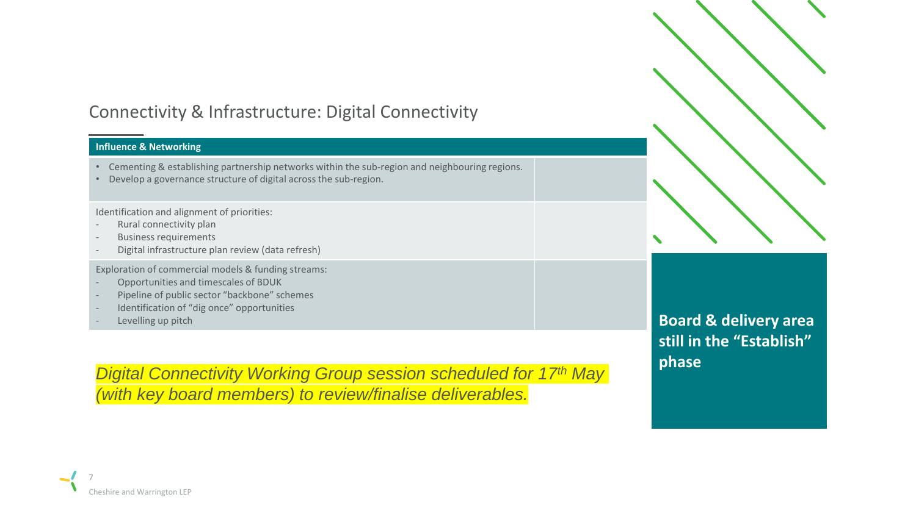## Connectivity & Infrastructure: Digital Connectivity

| Influence & Networking | |
|---|---|
| • Cementing & establishing partnership networks within the sub-region and neighbouring regions.<br>• Develop a governance structure of digital across the sub-region. | |
| Identification and alignment of priorities:<br>- Rural connectivity plan<br>- Business requirements<br>- Digital infrastructure plan review (data refresh) | |
| Exploration of commercial models & funding streams:<br>- Opportunities and timescales of BDUK<br>- Pipeline of public sector "backbone" schemes<br>- Identification of "dig once" opportunities<br>- Levelling up pitch | |

*Digital Connectivity Working Group session scheduled for 17th May (with key board members) to review/finalise deliverables.*

**Board & delivery area still in the "Establish" phase**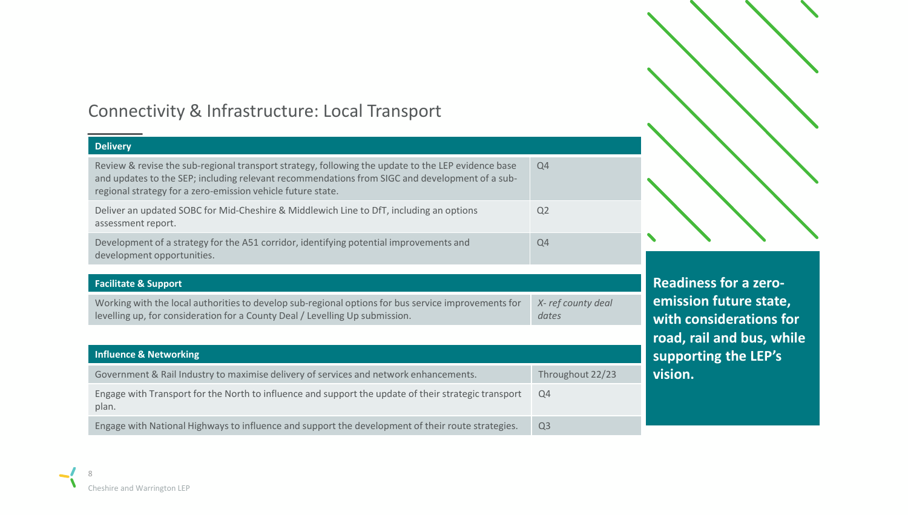# Connectivity & Infrastructure: Local Transport

| Delivery | |
|---|---|
| Review & revise the sub-regional transport strategy, following the update to the LEP evidence base and updates to the SEP; including relevant recommendations from SIGC and development of a sub-regional strategy for a zero-emission vehicle future state. | Q4 |
| Deliver an updated SOBC for Mid-Cheshire & Middlewich Line to DfT, including an options assessment report. | Q2 |
| Development of a strategy for the A51 corridor, identifying potential improvements and development opportunities. | Q4 |

| Facilitate & Support | |
|---|---|
| Working with the local authorities to develop sub-regional options for bus service improvements for levelling up, for consideration for a County Deal / Levelling Up submission. | *X- ref county deal dates* |

| Influence & Networking | |
|---|---|
| Government & Rail Industry to maximise delivery of services and network enhancements. | Throughout 22/23 |
| Engage with Transport for the North to influence and support the update of their strategic transport plan. | Q4 |
| Engage with National Highways to influence and support the development of their route strategies. | Q3 |

**Readiness for a zero-emission future state, with considerations for road, rail and bus, while supporting the LEP's vision.**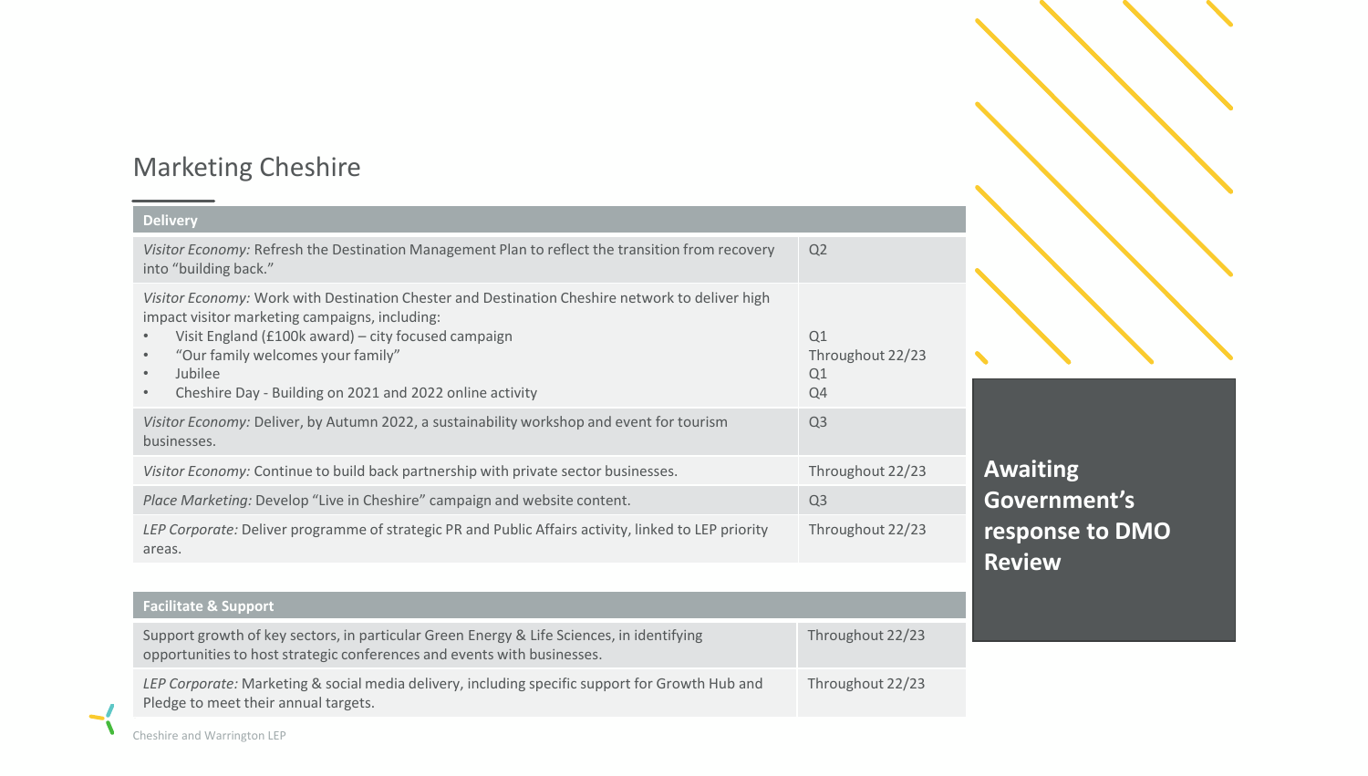# Marketing Cheshire

| Delivery | |
|---|---|
| *Visitor Economy:* Refresh the Destination Management Plan to reflect the transition from recovery into "building back." | Q2 |
| *Visitor Economy:* Work with Destination Chester and Destination Cheshire network to deliver high impact visitor marketing campaigns, including:<br>• Visit England (£100k award) – city focused campaign<br>• "Our family welcomes your family"<br>• Jubilee<br>• Cheshire Day - Building on 2021 and 2022 online activity | <br><br>Q1<br>Throughout 22/23<br>Q1<br>Q4 |
| *Visitor Economy:* Deliver, by Autumn 2022, a sustainability workshop and event for tourism businesses. | Q3 |
| *Visitor Economy:* Continue to build back partnership with private sector businesses. | Throughout 22/23 |
| *Place Marketing:* Develop "Live in Cheshire" campaign and website content. | Q3 |
| *LEP Corporate:* Deliver programme of strategic PR and Public Affairs activity, linked to LEP priority areas. | Throughout 22/23 |

| Facilitate & Support | |
|---|---|
| Support growth of key sectors, in particular Green Energy & Life Sciences, in identifying opportunities to host strategic conferences and events with businesses. | Throughout 22/23 |
| *LEP Corporate:* Marketing & social media delivery, including specific support for Growth Hub and Pledge to meet their annual targets. | Throughout 22/23 |

**Awaiting Government's response to DMO Review**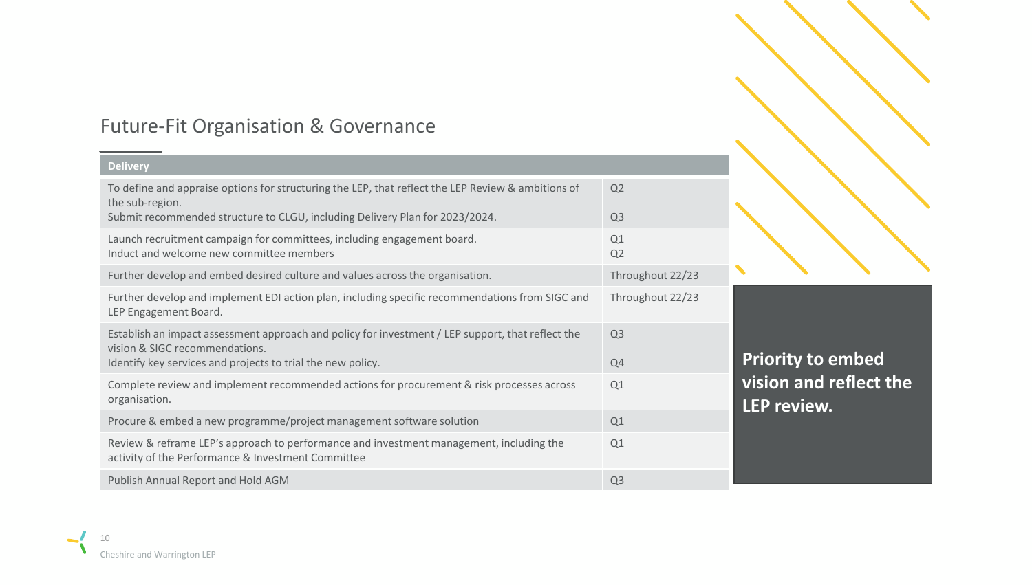## Future-Fit Organisation & Governance

| Delivery | |
|---|---|
| To define and appraise options for structuring the LEP, that reflect the LEP Review & ambitions of the sub-region.<br>Submit recommended structure to CLGU, including Delivery Plan for 2023/2024. | Q2<br><br>Q3 |
| Launch recruitment campaign for committees, including engagement board.<br>Induct and welcome new committee members | Q1<br>Q2 |
| Further develop and embed desired culture and values across the organisation. | Throughout 22/23 |
| Further develop and implement EDI action plan, including specific recommendations from SIGC and LEP Engagement Board. | Throughout 22/23 |
| Establish an impact assessment approach and policy for investment / LEP support, that reflect the vision & SIGC recommendations.<br>Identify key services and projects to trial the new policy. | Q3<br><br>Q4 |
| Complete review and implement recommended actions for procurement & risk processes across organisation. | Q1 |
| Procure & embed a new programme/project management software solution | Q1 |
| Review & reframe LEP's approach to performance and investment management, including the activity of the Performance & Investment Committee | Q1 |
| Publish Annual Report and Hold AGM | Q3 |

**Priority to embed vision and reflect the LEP review.**